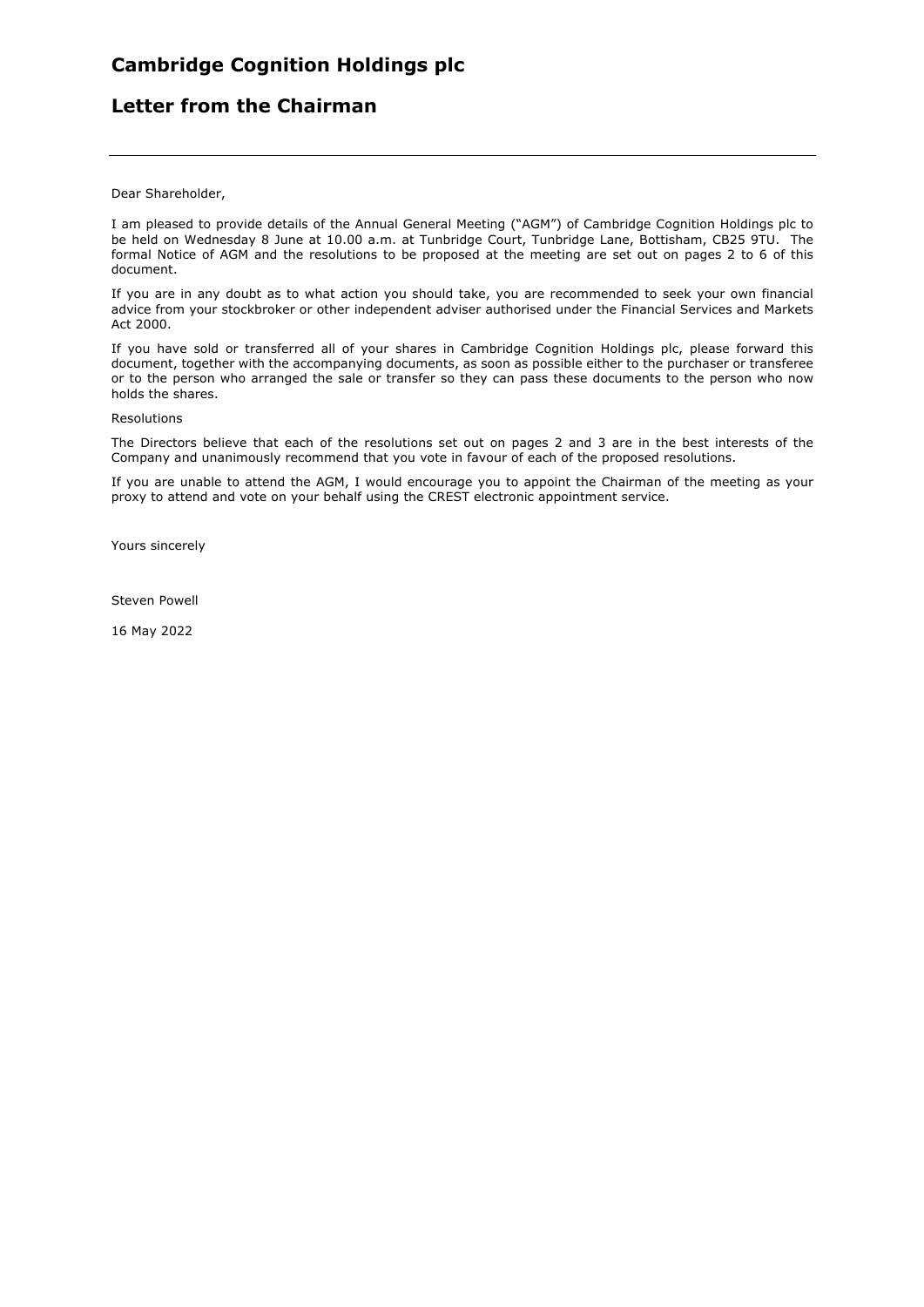# Cambridge Cognition Holdings plc

## Letter from the Chairman

---

Dear Shareholder,

I am pleased to provide details of the Annual General Meeting ("AGM") of Cambridge Cognition Holdings plc to be held on Wednesday 8 June at 10.00 a.m. at Tunbridge Court, Tunbridge Lane, Bottisham, CB25 9TU. The formal Notice of AGM and the resolutions to be proposed at the meeting are set out on pages 2 to 6 of this document.

If you are in any doubt as to what action you should take, you are recommended to seek your own financial advice from your stockbroker or other independent adviser authorised under the Financial Services and Markets Act 2000.

If you have sold or transferred all of your shares in Cambridge Cognition Holdings plc, please forward this document, together with the accompanying documents, as soon as possible either to the purchaser or transferee or to the person who arranged the sale or transfer so they can pass these documents to the person who now holds the shares.

Resolutions

The Directors believe that each of the resolutions set out on pages 2 and 3 are in the best interests of the Company and unanimously recommend that you vote in favour of each of the proposed resolutions.

If you are unable to attend the AGM, I would encourage you to appoint the Chairman of the meeting as your proxy to attend and vote on your behalf using the CREST electronic appointment service.

Yours sincerely

Steven Powell

16 May 2022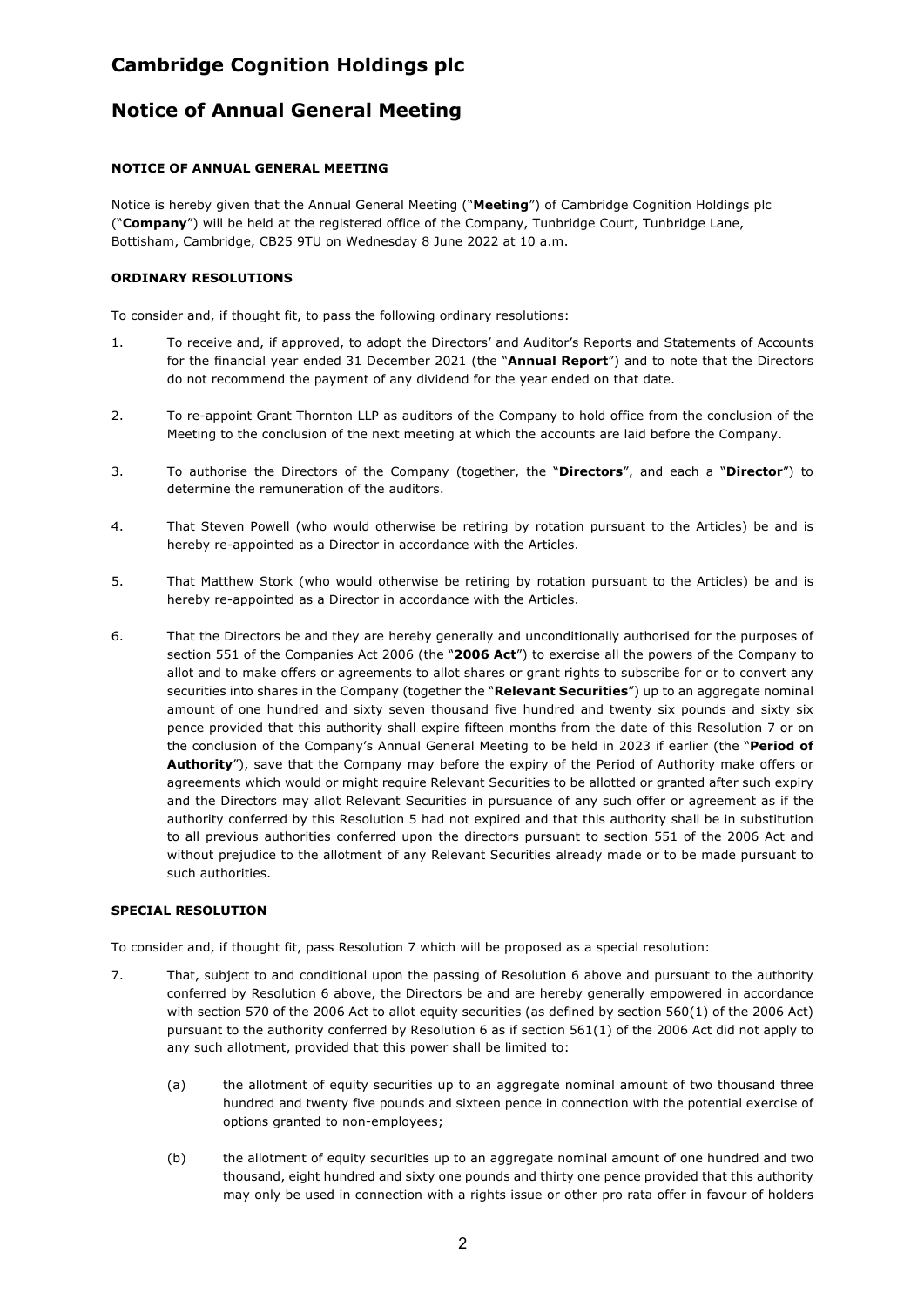# Cambridge Cognition Holdings plc

## Notice of Annual General Meeting

**NOTICE OF ANNUAL GENERAL MEETING**

Notice is hereby given that the Annual General Meeting ("**Meeting**") of Cambridge Cognition Holdings plc ("**Company**") will be held at the registered office of the Company, Tunbridge Court, Tunbridge Lane, Bottisham, Cambridge, CB25 9TU on Wednesday 8 June 2022 at 10 a.m.

**ORDINARY RESOLUTIONS**

To consider and, if thought fit, to pass the following ordinary resolutions:

1. To receive and, if approved, to adopt the Directors' and Auditor's Reports and Statements of Accounts for the financial year ended 31 December 2021 (the "**Annual Report**") and to note that the Directors do not recommend the payment of any dividend for the year ended on that date.

2. To re-appoint Grant Thornton LLP as auditors of the Company to hold office from the conclusion of the Meeting to the conclusion of the next meeting at which the accounts are laid before the Company.

3. To authorise the Directors of the Company (together, the "**Directors**", and each a "**Director**") to determine the remuneration of the auditors.

4. That Steven Powell (who would otherwise be retiring by rotation pursuant to the Articles) be and is hereby re-appointed as a Director in accordance with the Articles.

5. That Matthew Stork (who would otherwise be retiring by rotation pursuant to the Articles) be and is hereby re-appointed as a Director in accordance with the Articles.

6. That the Directors be and they are hereby generally and unconditionally authorised for the purposes of section 551 of the Companies Act 2006 (the "**2006 Act**") to exercise all the powers of the Company to allot and to make offers or agreements to allot shares or grant rights to subscribe for or to convert any securities into shares in the Company (together the "**Relevant Securities**") up to an aggregate nominal amount of one hundred and sixty seven thousand five hundred and twenty six pounds and sixty six pence provided that this authority shall expire fifteen months from the date of this Resolution 7 or on the conclusion of the Company's Annual General Meeting to be held in 2023 if earlier (the "**Period of Authority**"), save that the Company may before the expiry of the Period of Authority make offers or agreements which would or might require Relevant Securities to be allotted or granted after such expiry and the Directors may allot Relevant Securities in pursuance of any such offer or agreement as if the authority conferred by this Resolution 5 had not expired and that this authority shall be in substitution to all previous authorities conferred upon the directors pursuant to section 551 of the 2006 Act and without prejudice to the allotment of any Relevant Securities already made or to be made pursuant to such authorities.

**SPECIAL RESOLUTION**

To consider and, if thought fit, pass Resolution 7 which will be proposed as a special resolution:

7. That, subject to and conditional upon the passing of Resolution 6 above and pursuant to the authority conferred by Resolution 6 above, the Directors be and are hereby generally empowered in accordance with section 570 of the 2006 Act to allot equity securities (as defined by section 560(1) of the 2006 Act) pursuant to the authority conferred by Resolution 6 as if section 561(1) of the 2006 Act did not apply to any such allotment, provided that this power shall be limited to:

   (a) the allotment of equity securities up to an aggregate nominal amount of two thousand three hundred and twenty five pounds and sixteen pence in connection with the potential exercise of options granted to non-employees;

   (b) the allotment of equity securities up to an aggregate nominal amount of one hundred and two thousand, eight hundred and sixty one pounds and thirty one pence provided that this authority may only be used in connection with a rights issue or other pro rata offer in favour of holders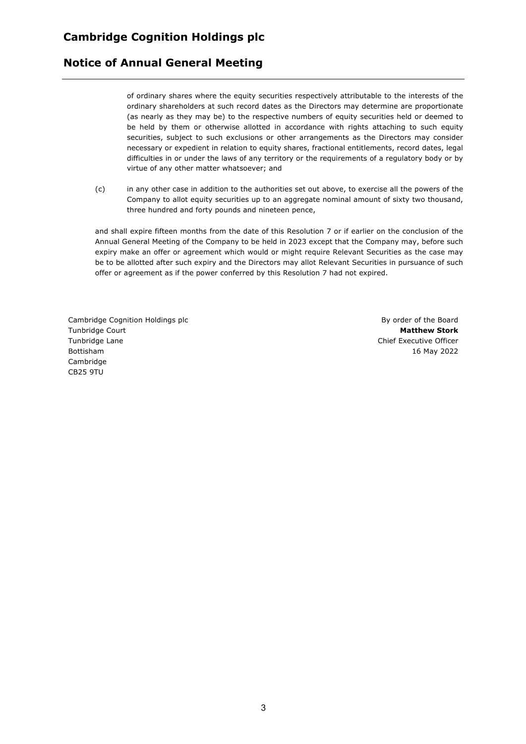of ordinary shares where the equity securities respectively attributable to the interests of the ordinary shareholders at such record dates as the Directors may determine are proportionate (as nearly as they may be) to the respective numbers of equity securities held or deemed to be held by them or otherwise allotted in accordance with rights attaching to such equity securities, subject to such exclusions or other arrangements as the Directors may consider necessary or expedient in relation to equity shares, fractional entitlements, record dates, legal difficulties in or under the laws of any territory or the requirements of a regulatory body or by virtue of any other matter whatsoever; and

(c) in any other case in addition to the authorities set out above, to exercise all the powers of the Company to allot equity securities up to an aggregate nominal amount of sixty two thousand, three hundred and forty pounds and nineteen pence,

and shall expire fifteen months from the date of this Resolution 7 or if earlier on the conclusion of the Annual General Meeting of the Company to be held in 2023 except that the Company may, before such expiry make an offer or agreement which would or might require Relevant Securities as the case may be to be allotted after such expiry and the Directors may allot Relevant Securities in pursuance of such offer or agreement as if the power conferred by this Resolution 7 had not expired.

Cambridge Cognition Holdings plc
Tunbridge Court
Tunbridge Lane
Bottisham
Cambridge
CB25 9TU

By order of the Board
**Matthew Stork**
Chief Executive Officer
16 May 2022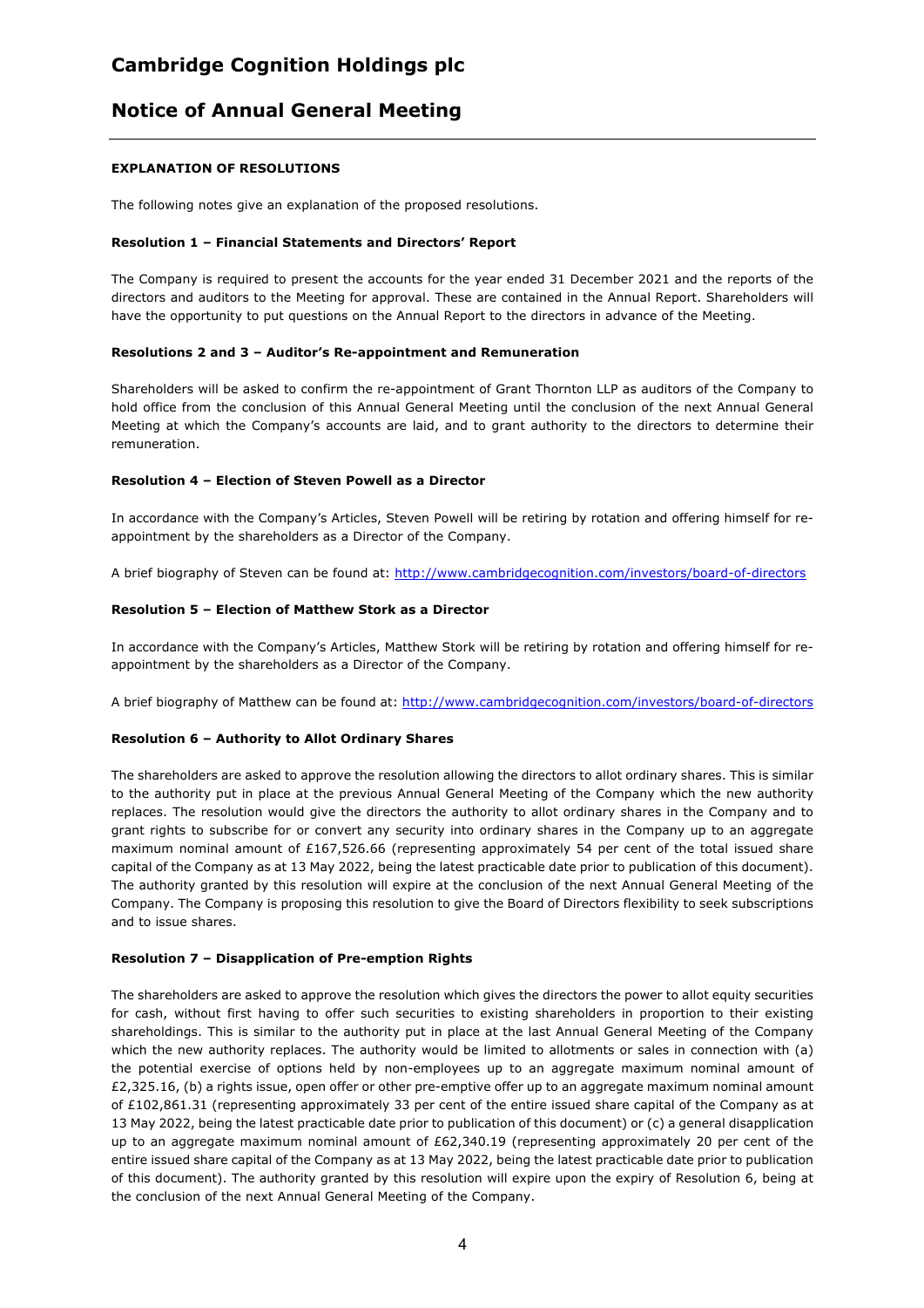# Cambridge Cognition Holdings plc

## Notice of Annual General Meeting

**EXPLANATION OF RESOLUTIONS**

The following notes give an explanation of the proposed resolutions.

**Resolution 1 – Financial Statements and Directors' Report**

The Company is required to present the accounts for the year ended 31 December 2021 and the reports of the directors and auditors to the Meeting for approval. These are contained in the Annual Report. Shareholders will have the opportunity to put questions on the Annual Report to the directors in advance of the Meeting.

**Resolutions 2 and 3 – Auditor's Re-appointment and Remuneration**

Shareholders will be asked to confirm the re-appointment of Grant Thornton LLP as auditors of the Company to hold office from the conclusion of this Annual General Meeting until the conclusion of the next Annual General Meeting at which the Company's accounts are laid, and to grant authority to the directors to determine their remuneration.

**Resolution 4 – Election of Steven Powell as a Director**

In accordance with the Company's Articles, Steven Powell will be retiring by rotation and offering himself for re-appointment by the shareholders as a Director of the Company.

A brief biography of Steven can be found at: http://www.cambridgecognition.com/investors/board-of-directors

**Resolution 5 – Election of Matthew Stork as a Director**

In accordance with the Company's Articles, Matthew Stork will be retiring by rotation and offering himself for re-appointment by the shareholders as a Director of the Company.

A brief biography of Matthew can be found at: http://www.cambridgecognition.com/investors/board-of-directors

**Resolution 6 – Authority to Allot Ordinary Shares**

The shareholders are asked to approve the resolution allowing the directors to allot ordinary shares. This is similar to the authority put in place at the previous Annual General Meeting of the Company which the new authority replaces. The resolution would give the directors the authority to allot ordinary shares in the Company and to grant rights to subscribe for or convert any security into ordinary shares in the Company up to an aggregate maximum nominal amount of £167,526.66 (representing approximately 54 per cent of the total issued share capital of the Company as at 13 May 2022, being the latest practicable date prior to publication of this document). The authority granted by this resolution will expire at the conclusion of the next Annual General Meeting of the Company. The Company is proposing this resolution to give the Board of Directors flexibility to seek subscriptions and to issue shares.

**Resolution 7 – Disapplication of Pre-emption Rights**

The shareholders are asked to approve the resolution which gives the directors the power to allot equity securities for cash, without first having to offer such securities to existing shareholders in proportion to their existing shareholdings. This is similar to the authority put in place at the last Annual General Meeting of the Company which the new authority replaces. The authority would be limited to allotments or sales in connection with (a) the potential exercise of options held by non-employees up to an aggregate maximum nominal amount of £2,325.16, (b) a rights issue, open offer or other pre-emptive offer up to an aggregate maximum nominal amount of £102,861.31 (representing approximately 33 per cent of the entire issued share capital of the Company as at 13 May 2022, being the latest practicable date prior to publication of this document) or (c) a general disapplication up to an aggregate maximum nominal amount of £62,340.19 (representing approximately 20 per cent of the entire issued share capital of the Company as at 13 May 2022, being the latest practicable date prior to publication of this document). The authority granted by this resolution will expire upon the expiry of Resolution 6, being at the conclusion of the next Annual General Meeting of the Company.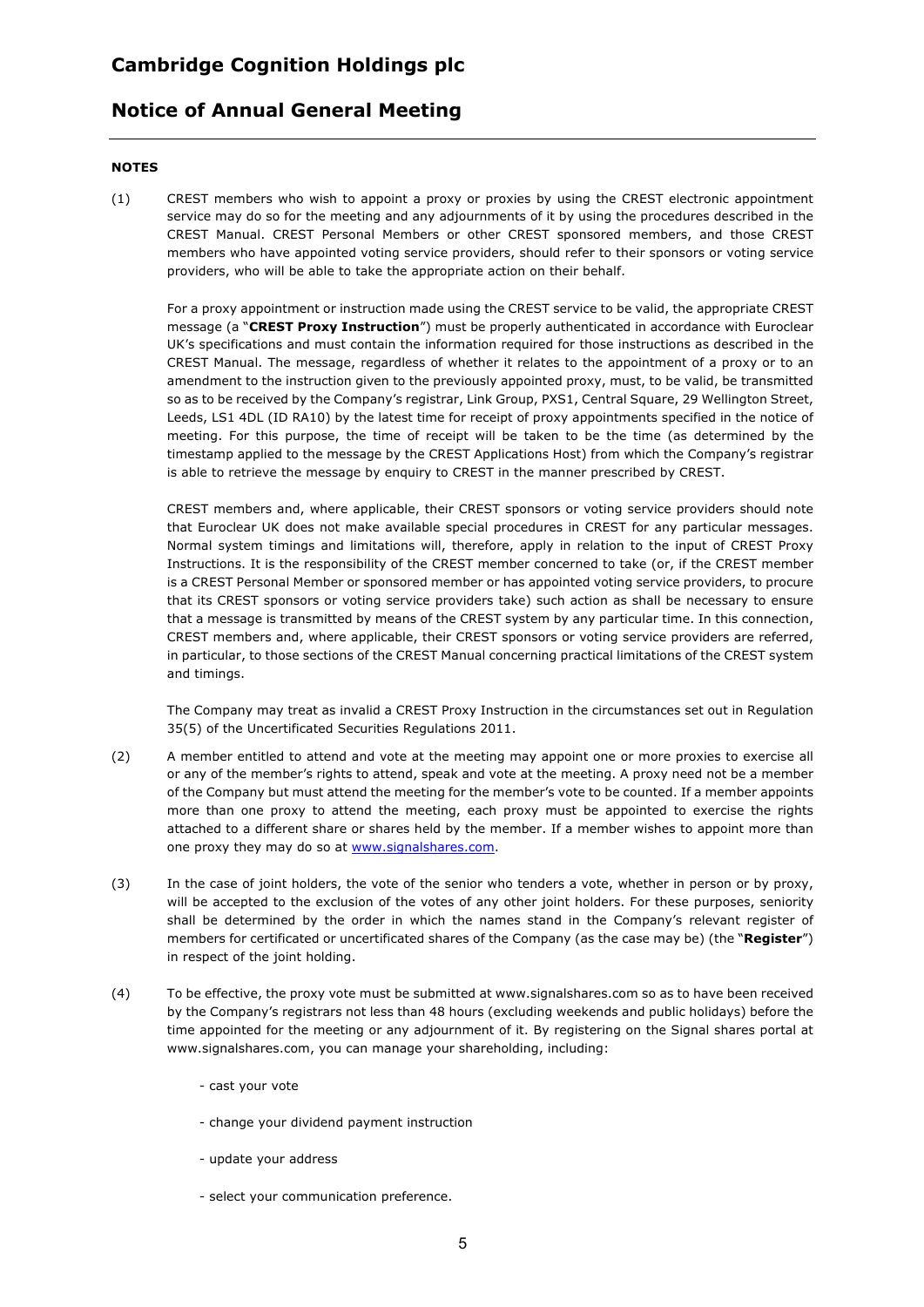# Cambridge Cognition Holdings plc

## Notice of Annual General Meeting

**NOTES**

(1) CREST members who wish to appoint a proxy or proxies by using the CREST electronic appointment service may do so for the meeting and any adjournments of it by using the procedures described in the CREST Manual. CREST Personal Members or other CREST sponsored members, and those CREST members who have appointed voting service providers, should refer to their sponsors or voting service providers, who will be able to take the appropriate action on their behalf.

For a proxy appointment or instruction made using the CREST service to be valid, the appropriate CREST message (a "**CREST Proxy Instruction**") must be properly authenticated in accordance with Euroclear UK's specifications and must contain the information required for those instructions as described in the CREST Manual. The message, regardless of whether it relates to the appointment of a proxy or to an amendment to the instruction given to the previously appointed proxy, must, to be valid, be transmitted so as to be received by the Company's registrar, Link Group, PXS1, Central Square, 29 Wellington Street, Leeds, LS1 4DL (ID RA10) by the latest time for receipt of proxy appointments specified in the notice of meeting. For this purpose, the time of receipt will be taken to be the time (as determined by the timestamp applied to the message by the CREST Applications Host) from which the Company's registrar is able to retrieve the message by enquiry to CREST in the manner prescribed by CREST.

CREST members and, where applicable, their CREST sponsors or voting service providers should note that Euroclear UK does not make available special procedures in CREST for any particular messages. Normal system timings and limitations will, therefore, apply in relation to the input of CREST Proxy Instructions. It is the responsibility of the CREST member concerned to take (or, if the CREST member is a CREST Personal Member or sponsored member or has appointed voting service providers, to procure that its CREST sponsors or voting service providers take) such action as shall be necessary to ensure that a message is transmitted by means of the CREST system by any particular time. In this connection, CREST members and, where applicable, their CREST sponsors or voting service providers are referred, in particular, to those sections of the CREST Manual concerning practical limitations of the CREST system and timings.

The Company may treat as invalid a CREST Proxy Instruction in the circumstances set out in Regulation 35(5) of the Uncertificated Securities Regulations 2011.

(2) A member entitled to attend and vote at the meeting may appoint one or more proxies to exercise all or any of the member's rights to attend, speak and vote at the meeting. A proxy need not be a member of the Company but must attend the meeting for the member's vote to be counted. If a member appoints more than one proxy to attend the meeting, each proxy must be appointed to exercise the rights attached to a different share or shares held by the member. If a member wishes to appoint more than one proxy they may do so at [www.signalshares.com](http://www.signalshares.com).

(3) In the case of joint holders, the vote of the senior who tenders a vote, whether in person or by proxy, will be accepted to the exclusion of the votes of any other joint holders. For these purposes, seniority shall be determined by the order in which the names stand in the Company's relevant register of members for certificated or uncertificated shares of the Company (as the case may be) (the "**Register**") in respect of the joint holding.

(4) To be effective, the proxy vote must be submitted at www.signalshares.com so as to have been received by the Company's registrars not less than 48 hours (excluding weekends and public holidays) before the time appointed for the meeting or any adjournment of it. By registering on the Signal shares portal at www.signalshares.com, you can manage your shareholding, including:

- cast your vote
- change your dividend payment instruction
- update your address
- select your communication preference.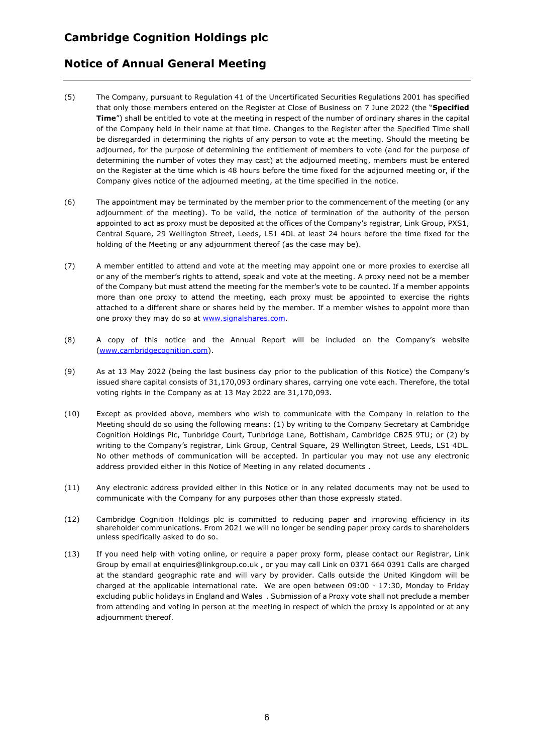(5) The Company, pursuant to Regulation 41 of the Uncertificated Securities Regulations 2001 has specified that only those members entered on the Register at Close of Business on 7 June 2022 (the "**Specified Time**") shall be entitled to vote at the meeting in respect of the number of ordinary shares in the capital of the Company held in their name at that time. Changes to the Register after the Specified Time shall be disregarded in determining the rights of any person to vote at the meeting. Should the meeting be adjourned, for the purpose of determining the entitlement of members to vote (and for the purpose of determining the number of votes they may cast) at the adjourned meeting, members must be entered on the Register at the time which is 48 hours before the time fixed for the adjourned meeting or, if the Company gives notice of the adjourned meeting, at the time specified in the notice.

(6) The appointment may be terminated by the member prior to the commencement of the meeting (or any adjournment of the meeting). To be valid, the notice of termination of the authority of the person appointed to act as proxy must be deposited at the offices of the Company's registrar, Link Group, PXS1, Central Square, 29 Wellington Street, Leeds, LS1 4DL at least 24 hours before the time fixed for the holding of the Meeting or any adjournment thereof (as the case may be).

(7) A member entitled to attend and vote at the meeting may appoint one or more proxies to exercise all or any of the member's rights to attend, speak and vote at the meeting. A proxy need not be a member of the Company but must attend the meeting for the member's vote to be counted. If a member appoints more than one proxy to attend the meeting, each proxy must be appointed to exercise the rights attached to a different share or shares held by the member. If a member wishes to appoint more than one proxy they may do so at www.signalshares.com.

(8) A copy of this notice and the Annual Report will be included on the Company's website (www.cambridgecognition.com).

(9) As at 13 May 2022 (being the last business day prior to the publication of this Notice) the Company's issued share capital consists of 31,170,093 ordinary shares, carrying one vote each. Therefore, the total voting rights in the Company as at 13 May 2022 are 31,170,093.

(10) Except as provided above, members who wish to communicate with the Company in relation to the Meeting should do so using the following means: (1) by writing to the Company Secretary at Cambridge Cognition Holdings Plc, Tunbridge Court, Tunbridge Lane, Bottisham, Cambridge CB25 9TU; or (2) by writing to the Company's registrar, Link Group, Central Square, 29 Wellington Street, Leeds, LS1 4DL. No other methods of communication will be accepted. In particular you may not use any electronic address provided either in this Notice of Meeting in any related documents .

(11) Any electronic address provided either in this Notice or in any related documents may not be used to communicate with the Company for any purposes other than those expressly stated.

(12) Cambridge Cognition Holdings plc is committed to reducing paper and improving efficiency in its shareholder communications. From 2021 we will no longer be sending paper proxy cards to shareholders unless specifically asked to do so.

(13) If you need help with voting online, or require a paper proxy form, please contact our Registrar, Link Group by email at enquiries@linkgroup.co.uk , or you may call Link on 0371 664 0391 Calls are charged at the standard geographic rate and will vary by provider. Calls outside the United Kingdom will be charged at the applicable international rate. We are open between 09:00 - 17:30, Monday to Friday excluding public holidays in England and Wales . Submission of a Proxy vote shall not preclude a member from attending and voting in person at the meeting in respect of which the proxy is appointed or at any adjournment thereof.